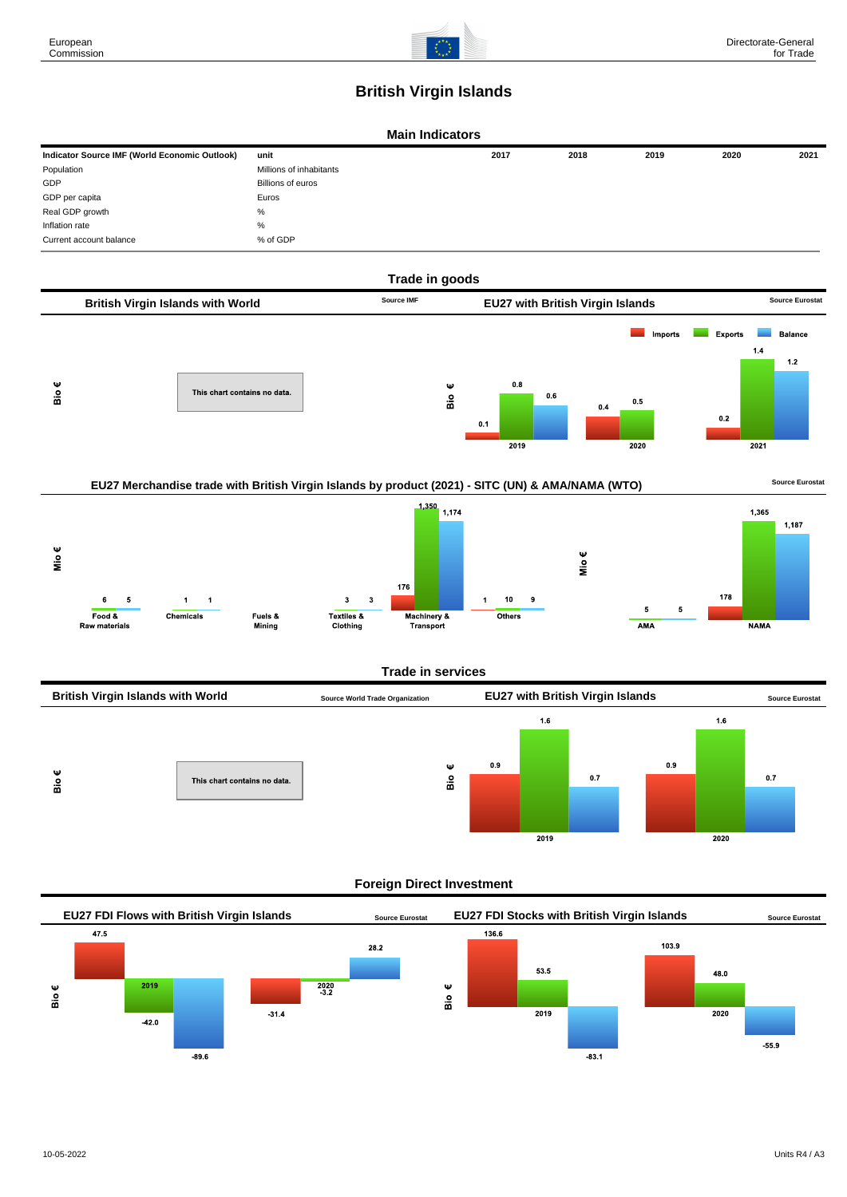European Commission

Directorate-General for Trade

# British Virgin Islands

## Main Indicators

| Indicator Source IMF (World Economic Outlook) | unit | 2017 | 2018 | 2019 | 2020 | 2021 |
|---|---|---|---|---|---|---|
| Population | Millions of inhabitants | | | | | |
| GDP | Billions of euros | | | | | |
| GDP per capita | Euros | | | | | |
| Real GDP growth | % | | | | | |
| Inflation rate | % | | | | | |
| Current account balance | % of GDP | | | | | |

## Trade in goods

### British Virgin Islands with World

Source IMF

Bio €

This chart contains no data.

### EU27 with British Virgin Islands

Source Eurostat

Bio €

| | Imports | Exports | Balance |
|---|---|---|---|
| 2019 | 0.1 | 0.8 | 0.6 |
| 2020 | 0.4 | 0.5 | |
| 2021 | 0.2 | 1.4 | 1.2 |

### EU27 Merchandise trade with British Virgin Islands by product (2021) - SITC (UN) & AMA/NAMA (WTO)

Source Eurostat

Mio €

| | Imports | Exports | Balance |
|---|---|---|---|
| Food & Raw materials | | 6 | 5 |
| Chemicals | | 1 | 1 |
| Fuels & Mining | | | |
| Textiles & Clothing | | 3 | 3 |
| Machinery & Transport | 176 | 1,350 | 1,174 |
| Others | 1 | 10 | 9 |

Mio €

| | Imports | Exports | Balance |
|---|---|---|---|
| AMA | | 5 | 5 |
| NAMA | 178 | 1,365 | 1,187 |

## Trade in services

### British Virgin Islands with World

Source World Trade Organization

Bio €

This chart contains no data.

### EU27 with British Virgin Islands

Source Eurostat

Bio €

| | Imports | Exports | Balance |
|---|---|---|---|
| 2019 | 0.9 | 1.6 | 0.7 |
| 2020 | 0.9 | 1.6 | 0.7 |

## Foreign Direct Investment

### EU27 FDI Flows with British Virgin Islands

Source Eurostat

Bio €

| | | | |
|---|---|---|---|
| 2019 | 47.5 | -42.0 | -89.6 |
| 2020 | -31.4 | -3.2 | 28.2 |

### EU27 FDI Stocks with British Virgin Islands

Source Eurostat

Bio €

| | | | |
|---|---|---|---|
| 2019 | 136.6 | 53.5 | -83.1 |
| 2020 | 103.9 | 48.0 | -55.9 |

10-05-2022

Units R4 / A3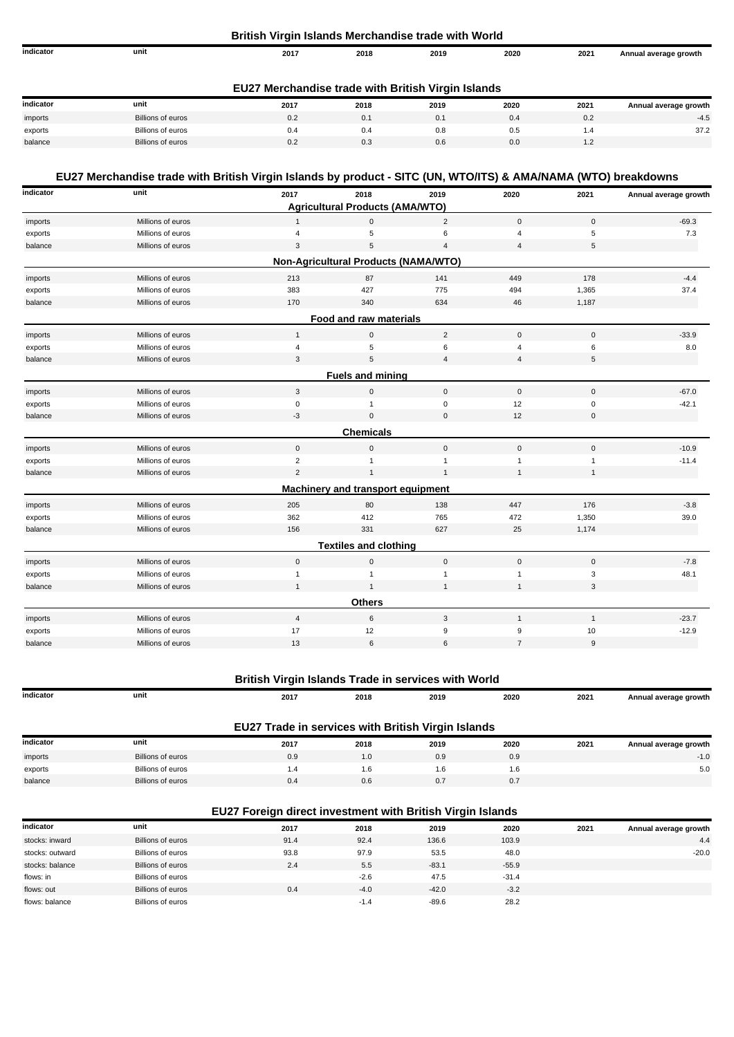## British Virgin Islands Merchandise trade with World

| indicator | unit | 2017 | 2018 | 2019 | 2020 | 2021 | Annual average growth |
|---|---|---|---|---|---|---|---|

## EU27 Merchandise trade with British Virgin Islands

| indicator | unit | 2017 | 2018 | 2019 | 2020 | 2021 | Annual average growth |
|---|---|---|---|---|---|---|---|
| imports | Billions of euros | 0.2 | 0.1 | 0.1 | 0.4 | 0.2 | -4.5 |
| exports | Billions of euros | 0.4 | 0.4 | 0.8 | 0.5 | 1.4 | 37.2 |
| balance | Billions of euros | 0.2 | 0.3 | 0.6 | 0.0 | 1.2 | |

## EU27 Merchandise trade with British Virgin Islands by product - SITC (UN, WTO/ITS) & AMA/NAMA (WTO) breakdowns

| indicator | unit | 2017 | 2018 | 2019 | 2020 | 2021 | Annual average growth |
|---|---|---|---|---|---|---|---|
| **Agricultural Products (AMA/WTO)** | | | | | | | |
| imports | Millions of euros | 1 | 0 | 2 | 0 | 0 | -69.3 |
| exports | Millions of euros | 4 | 5 | 6 | 4 | 5 | 7.3 |
| balance | Millions of euros | 3 | 5 | 4 | 4 | 5 | |
| **Non-Agricultural Products (NAMA/WTO)** | | | | | | | |
| imports | Millions of euros | 213 | 87 | 141 | 449 | 178 | -4.4 |
| exports | Millions of euros | 383 | 427 | 775 | 494 | 1,365 | 37.4 |
| balance | Millions of euros | 170 | 340 | 634 | 46 | 1,187 | |
| **Food and raw materials** | | | | | | | |
| imports | Millions of euros | 1 | 0 | 2 | 0 | 0 | -33.9 |
| exports | Millions of euros | 4 | 5 | 6 | 4 | 6 | 8.0 |
| balance | Millions of euros | 3 | 5 | 4 | 4 | 5 | |
| **Fuels and mining** | | | | | | | |
| imports | Millions of euros | 3 | 0 | 0 | 0 | 0 | -67.0 |
| exports | Millions of euros | 0 | 1 | 0 | 12 | 0 | -42.1 |
| balance | Millions of euros | -3 | 0 | 0 | 12 | 0 | |
| **Chemicals** | | | | | | | |
| imports | Millions of euros | 0 | 0 | 0 | 0 | 0 | -10.9 |
| exports | Millions of euros | 2 | 1 | 1 | 1 | 1 | -11.4 |
| balance | Millions of euros | 2 | 1 | 1 | 1 | 1 | |
| **Machinery and transport equipment** | | | | | | | |
| imports | Millions of euros | 205 | 80 | 138 | 447 | 176 | -3.8 |
| exports | Millions of euros | 362 | 412 | 765 | 472 | 1,350 | 39.0 |
| balance | Millions of euros | 156 | 331 | 627 | 25 | 1,174 | |
| **Textiles and clothing** | | | | | | | |
| imports | Millions of euros | 0 | 0 | 0 | 0 | 0 | -7.8 |
| exports | Millions of euros | 1 | 1 | 1 | 1 | 3 | 48.1 |
| balance | Millions of euros | 1 | 1 | 1 | 1 | 3 | |
| **Others** | | | | | | | |
| imports | Millions of euros | 4 | 6 | 3 | 1 | 1 | -23.7 |
| exports | Millions of euros | 17 | 12 | 9 | 9 | 10 | -12.9 |
| balance | Millions of euros | 13 | 6 | 6 | 7 | 9 | |

## British Virgin Islands Trade in services with World

| indicator | unit | 2017 | 2018 | 2019 | 2020 | 2021 | Annual average growth |
|---|---|---|---|---|---|---|---|

## EU27 Trade in services with British Virgin Islands

| indicator | unit | 2017 | 2018 | 2019 | 2020 | 2021 | Annual average growth |
|---|---|---|---|---|---|---|---|
| imports | Billions of euros | 0.9 | 1.0 | 0.9 | 0.9 | | -1.0 |
| exports | Billions of euros | 1.4 | 1.6 | 1.6 | 1.6 | | 5.0 |
| balance | Billions of euros | 0.4 | 0.6 | 0.7 | 0.7 | | |

## EU27 Foreign direct investment with British Virgin Islands

| indicator | unit | 2017 | 2018 | 2019 | 2020 | 2021 | Annual average growth |
|---|---|---|---|---|---|---|---|
| stocks: inward | Billions of euros | 91.4 | 92.4 | 136.6 | 103.9 | | 4.4 |
| stocks: outward | Billions of euros | 93.8 | 97.9 | 53.5 | 48.0 | | -20.0 |
| stocks: balance | Billions of euros | 2.4 | 5.5 | -83.1 | -55.9 | | |
| flows: in | Billions of euros | | -2.6 | 47.5 | -31.4 | | |
| flows: out | Billions of euros | 0.4 | -4.0 | -42.0 | -3.2 | | |
| flows: balance | Billions of euros | | -1.4 | -89.6 | 28.2 | | |